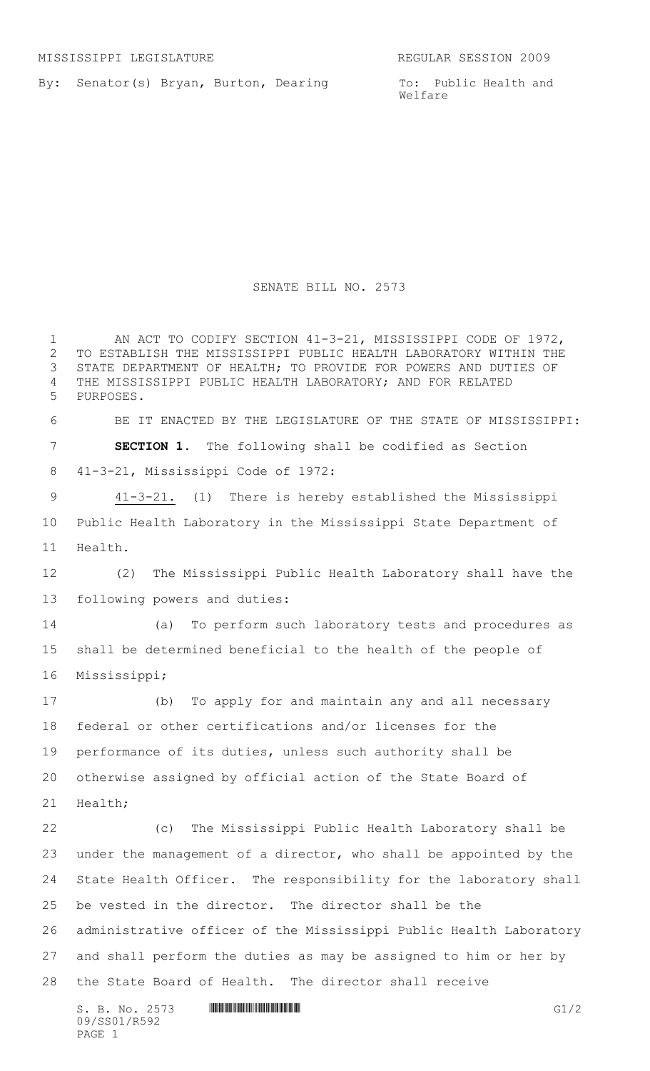MISSISSIPPI LEGISLATURE REGULAR SESSION 2009

By: Senator(s) Bryan, Burton, Dearing

To: Public Health and Welfare

# SENATE BILL NO. 2573

AN ACT TO CODIFY SECTION 41-3-21, MISSISSIPPI CODE OF 1972, TO ESTABLISH THE MISSISSIPPI PUBLIC HEALTH LABORATORY WITHIN THE STATE DEPARTMENT OF HEALTH; TO PROVIDE FOR POWERS AND DUTIES OF THE MISSISSIPPI PUBLIC HEALTH LABORATORY; AND FOR RELATED PURPOSES.

BE IT ENACTED BY THE LEGISLATURE OF THE STATE OF MISSISSIPPI:

**SECTION 1.** The following shall be codified as Section 41-3-21, Mississippi Code of 1972:

41-3-21. (1) There is hereby established the Mississippi Public Health Laboratory in the Mississippi State Department of Health.

(2) The Mississippi Public Health Laboratory shall have the following powers and duties:

(a) To perform such laboratory tests and procedures as shall be determined beneficial to the health of the people of Mississippi;

(b) To apply for and maintain any and all necessary federal or other certifications and/or licenses for the performance of its duties, unless such authority shall be otherwise assigned by official action of the State Board of Health;

(c) The Mississippi Public Health Laboratory shall be under the management of a director, who shall be appointed by the State Health Officer. The responsibility for the laboratory shall be vested in the director. The director shall be the administrative officer of the Mississippi Public Health Laboratory and shall perform the duties as may be assigned to him or her by the State Board of Health. The director shall receive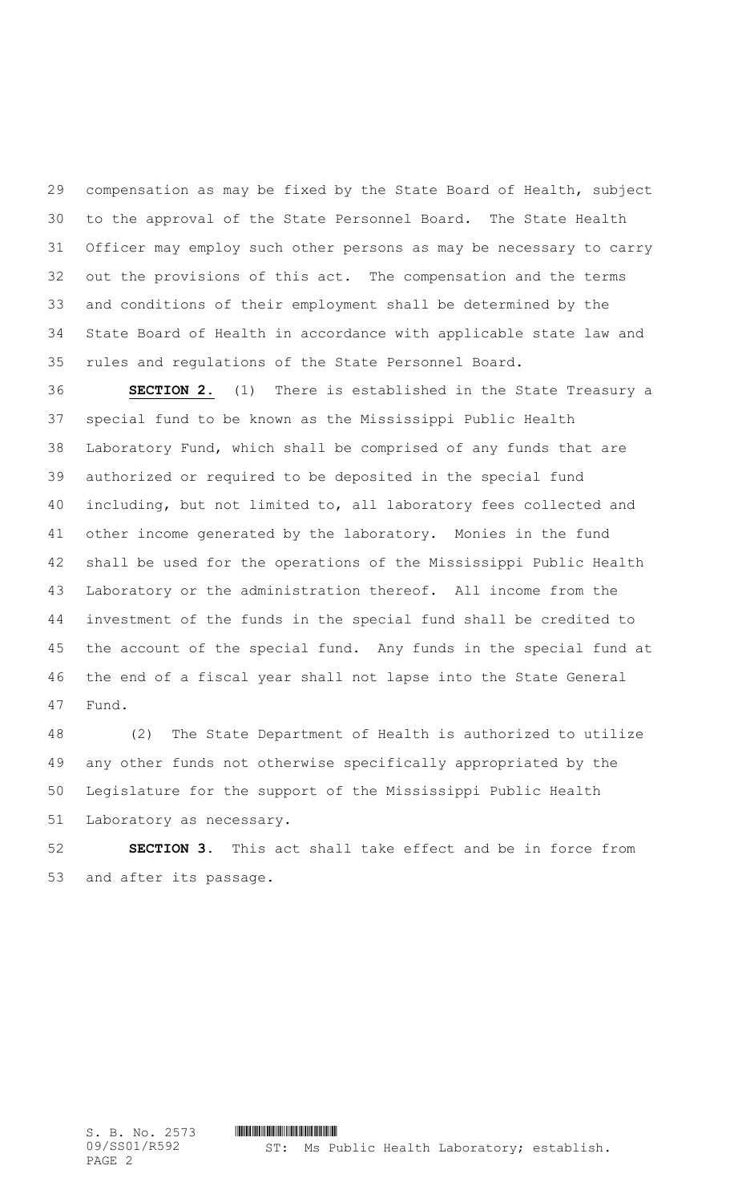compensation as may be fixed by the State Board of Health, subject to the approval of the State Personnel Board. The State Health Officer may employ such other persons as may be necessary to carry out the provisions of this act. The compensation and the terms and conditions of their employment shall be determined by the State Board of Health in accordance with applicable state law and rules and regulations of the State Personnel Board.

**SECTION 2.** (1) There is established in the State Treasury a special fund to be known as the Mississippi Public Health Laboratory Fund, which shall be comprised of any funds that are authorized or required to be deposited in the special fund including, but not limited to, all laboratory fees collected and other income generated by the laboratory. Monies in the fund shall be used for the operations of the Mississippi Public Health Laboratory or the administration thereof. All income from the investment of the funds in the special fund shall be credited to the account of the special fund. Any funds in the special fund at the end of a fiscal year shall not lapse into the State General Fund.

(2) The State Department of Health is authorized to utilize any other funds not otherwise specifically appropriated by the Legislature for the support of the Mississippi Public Health Laboratory as necessary.

**SECTION 3.** This act shall take effect and be in force from and after its passage.